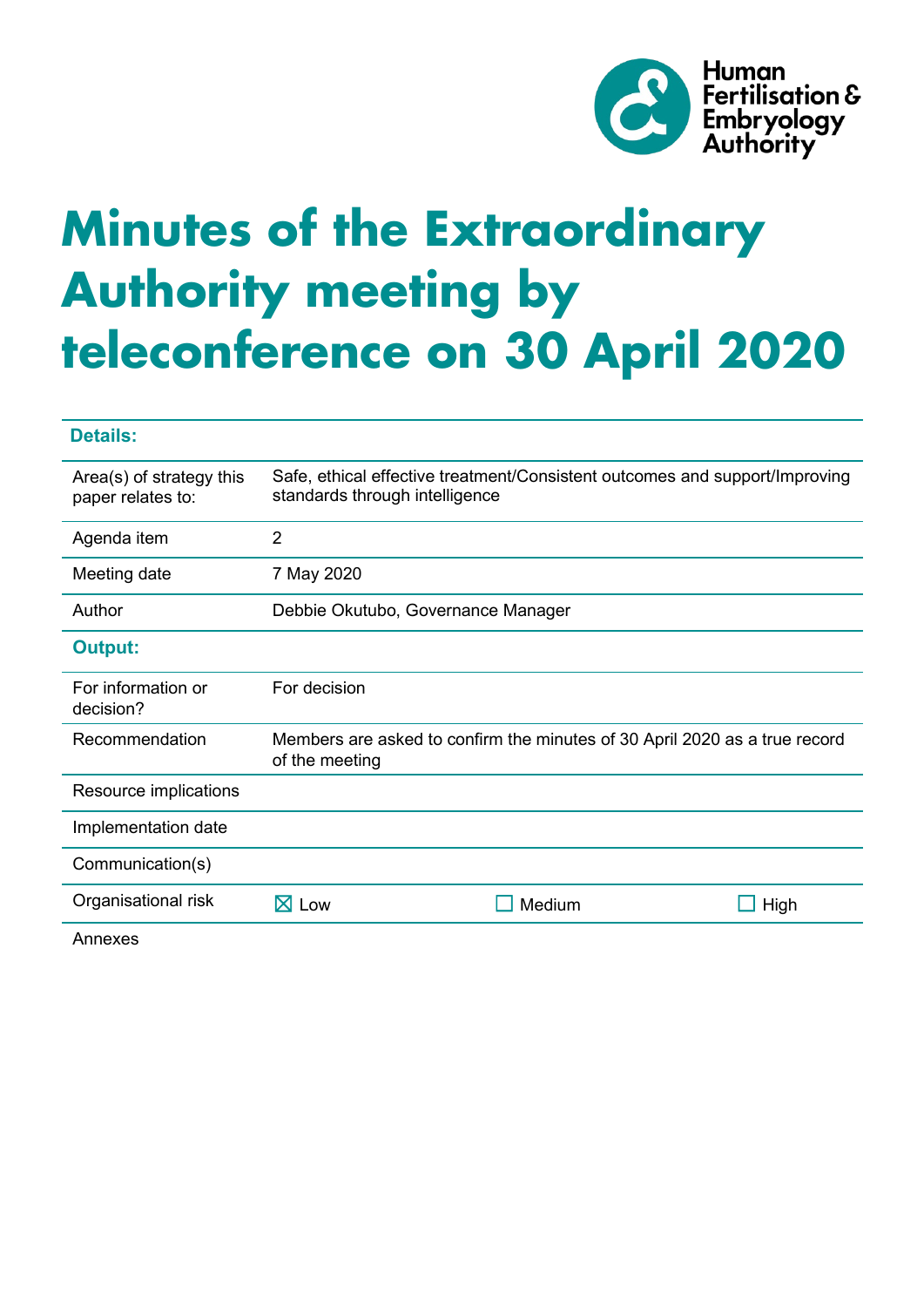Human Fertilisation & Embryology Authority

# Minutes of the Extraordinary Authority meeting by teleconference on 30 April 2020

| **Details:** | | | |
|---|---|---|---|
| Area(s) of strategy this paper relates to: | Safe, ethical effective treatment/Consistent outcomes and support/Improving standards through intelligence | | |
| Agenda item | 2 | | |
| Meeting date | 7 May 2020 | | |
| Author | Debbie Okutubo, Governance Manager | | |
| **Output:** | | | |
| For information or decision? | For decision | | |
| Recommendation | Members are asked to confirm the minutes of 30 April 2020 as a true record of the meeting | | |
| Resource implications | | | |
| Implementation date | | | |
| Communication(s) | | | |
| Organisational risk | ☒ Low | ☐ Medium | ☐ High |
| Annexes | | | |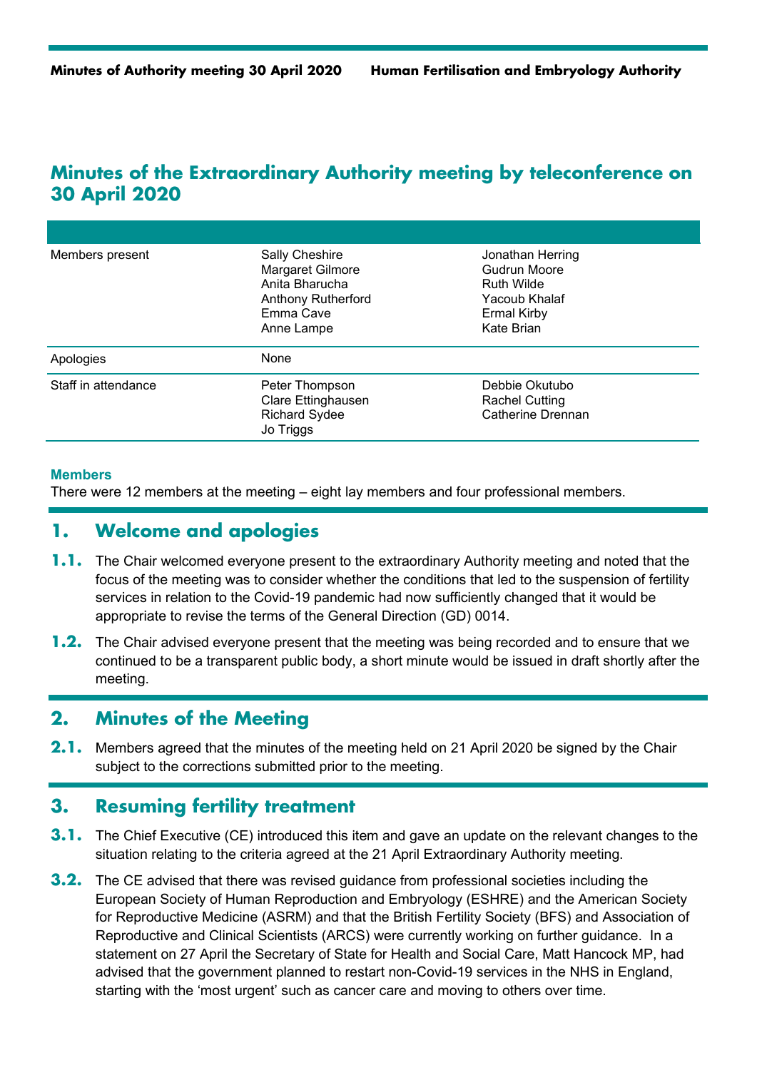# Minutes of the Extraordinary Authority meeting by teleconference on 30 April 2020

| | | |
|---|---|---|
| Members present | Sally Cheshire<br>Margaret Gilmore<br>Anita Bharucha<br>Anthony Rutherford<br>Emma Cave<br>Anne Lampe | Jonathan Herring<br>Gudrun Moore<br>Ruth Wilde<br>Yacoub Khalaf<br>Ermal Kirby<br>Kate Brian |
| Apologies | None | |
| Staff in attendance | Peter Thompson<br>Clare Ettinghausen<br>Richard Sydee<br>Jo Triggs | Debbie Okutubo<br>Rachel Cutting<br>Catherine Drennan |

**Members**

There were 12 members at the meeting – eight lay members and four professional members.

## 1. Welcome and apologies

**1.1.** The Chair welcomed everyone present to the extraordinary Authority meeting and noted that the focus of the meeting was to consider whether the conditions that led to the suspension of fertility services in relation to the Covid-19 pandemic had now sufficiently changed that it would be appropriate to revise the terms of the General Direction (GD) 0014.

**1.2.** The Chair advised everyone present that the meeting was being recorded and to ensure that we continued to be a transparent public body, a short minute would be issued in draft shortly after the meeting.

## 2. Minutes of the Meeting

**2.1.** Members agreed that the minutes of the meeting held on 21 April 2020 be signed by the Chair subject to the corrections submitted prior to the meeting.

## 3. Resuming fertility treatment

**3.1.** The Chief Executive (CE) introduced this item and gave an update on the relevant changes to the situation relating to the criteria agreed at the 21 April Extraordinary Authority meeting.

**3.2.** The CE advised that there was revised guidance from professional societies including the European Society of Human Reproduction and Embryology (ESHRE) and the American Society for Reproductive Medicine (ASRM) and that the British Fertility Society (BFS) and Association of Reproductive and Clinical Scientists (ARCS) were currently working on further guidance. In a statement on 27 April the Secretary of State for Health and Social Care, Matt Hancock MP, had advised that the government planned to restart non-Covid-19 services in the NHS in England, starting with the 'most urgent' such as cancer care and moving to others over time.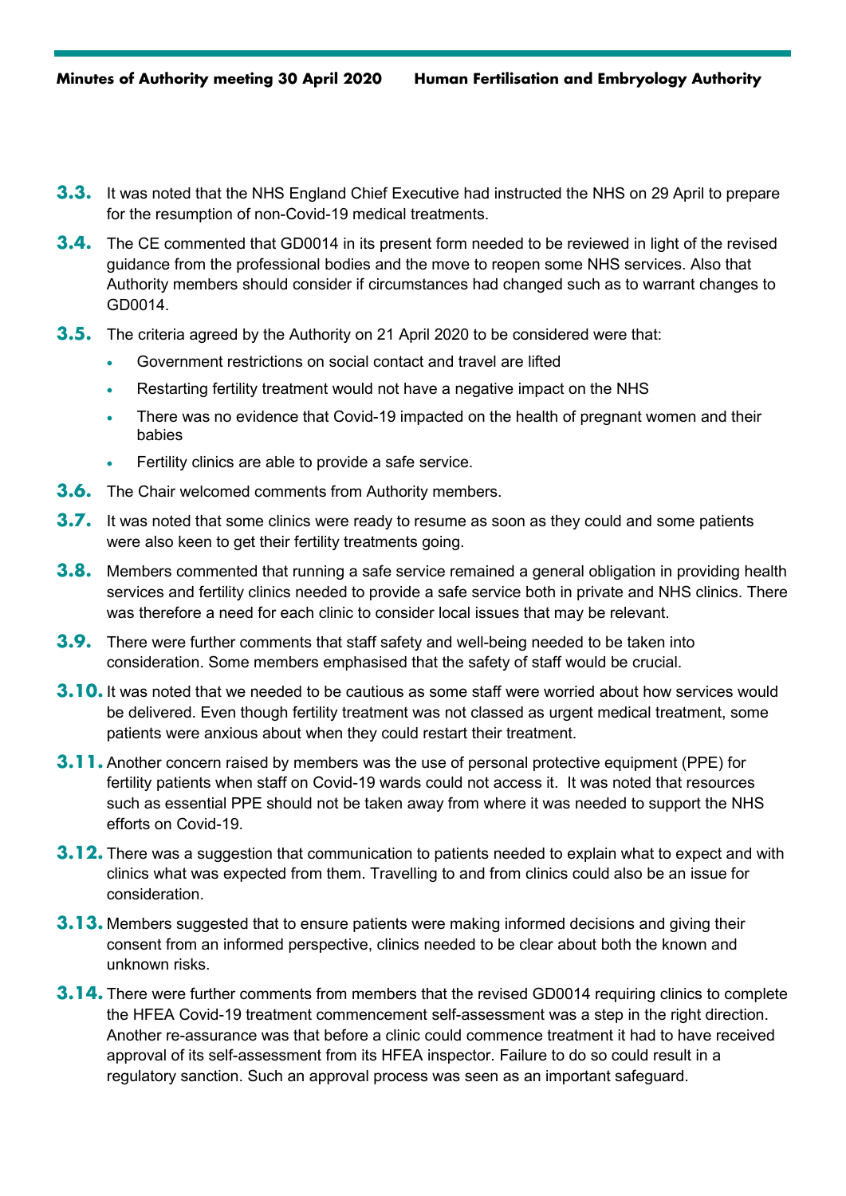**3.3.** It was noted that the NHS England Chief Executive had instructed the NHS on 29 April to prepare for the resumption of non-Covid-19 medical treatments.

**3.4.** The CE commented that GD0014 in its present form needed to be reviewed in light of the revised guidance from the professional bodies and the move to reopen some NHS services. Also that Authority members should consider if circumstances had changed such as to warrant changes to GD0014.

**3.5.** The criteria agreed by the Authority on 21 April 2020 to be considered were that:

- Government restrictions on social contact and travel are lifted
- Restarting fertility treatment would not have a negative impact on the NHS
- There was no evidence that Covid-19 impacted on the health of pregnant women and their babies
- Fertility clinics are able to provide a safe service.

**3.6.** The Chair welcomed comments from Authority members.

**3.7.** It was noted that some clinics were ready to resume as soon as they could and some patients were also keen to get their fertility treatments going.

**3.8.** Members commented that running a safe service remained a general obligation in providing health services and fertility clinics needed to provide a safe service both in private and NHS clinics. There was therefore a need for each clinic to consider local issues that may be relevant.

**3.9.** There were further comments that staff safety and well-being needed to be taken into consideration. Some members emphasised that the safety of staff would be crucial.

**3.10.** It was noted that we needed to be cautious as some staff were worried about how services would be delivered. Even though fertility treatment was not classed as urgent medical treatment, some patients were anxious about when they could restart their treatment.

**3.11.** Another concern raised by members was the use of personal protective equipment (PPE) for fertility patients when staff on Covid-19 wards could not access it. It was noted that resources such as essential PPE should not be taken away from where it was needed to support the NHS efforts on Covid-19.

**3.12.** There was a suggestion that communication to patients needed to explain what to expect and with clinics what was expected from them. Travelling to and from clinics could also be an issue for consideration.

**3.13.** Members suggested that to ensure patients were making informed decisions and giving their consent from an informed perspective, clinics needed to be clear about both the known and unknown risks.

**3.14.** There were further comments from members that the revised GD0014 requiring clinics to complete the HFEA Covid-19 treatment commencement self-assessment was a step in the right direction. Another re-assurance was that before a clinic could commence treatment it had to have received approval of its self-assessment from its HFEA inspector. Failure to do so could result in a regulatory sanction. Such an approval process was seen as an important safeguard.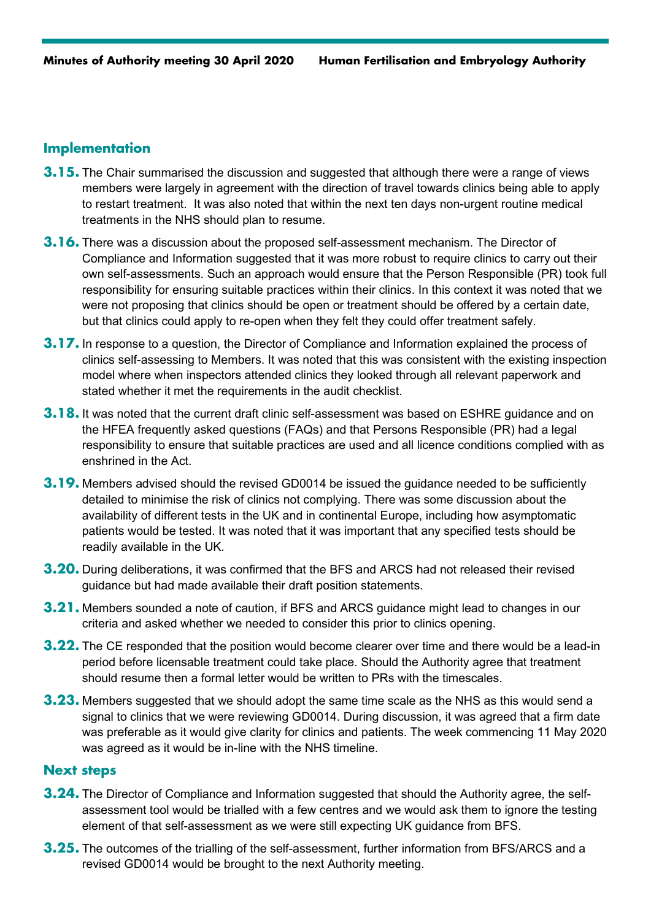## Implementation

**3.15.** The Chair summarised the discussion and suggested that although there were a range of views members were largely in agreement with the direction of travel towards clinics being able to apply to restart treatment. It was also noted that within the next ten days non-urgent routine medical treatments in the NHS should plan to resume.

**3.16.** There was a discussion about the proposed self-assessment mechanism. The Director of Compliance and Information suggested that it was more robust to require clinics to carry out their own self-assessments. Such an approach would ensure that the Person Responsible (PR) took full responsibility for ensuring suitable practices within their clinics. In this context it was noted that we were not proposing that clinics should be open or treatment should be offered by a certain date, but that clinics could apply to re-open when they felt they could offer treatment safely.

**3.17.** In response to a question, the Director of Compliance and Information explained the process of clinics self-assessing to Members. It was noted that this was consistent with the existing inspection model where when inspectors attended clinics they looked through all relevant paperwork and stated whether it met the requirements in the audit checklist.

**3.18.** It was noted that the current draft clinic self-assessment was based on ESHRE guidance and on the HFEA frequently asked questions (FAQs) and that Persons Responsible (PR) had a legal responsibility to ensure that suitable practices are used and all licence conditions complied with as enshrined in the Act.

**3.19.** Members advised should the revised GD0014 be issued the guidance needed to be sufficiently detailed to minimise the risk of clinics not complying. There was some discussion about the availability of different tests in the UK and in continental Europe, including how asymptomatic patients would be tested. It was noted that it was important that any specified tests should be readily available in the UK.

**3.20.** During deliberations, it was confirmed that the BFS and ARCS had not released their revised guidance but had made available their draft position statements.

**3.21.** Members sounded a note of caution, if BFS and ARCS guidance might lead to changes in our criteria and asked whether we needed to consider this prior to clinics opening.

**3.22.** The CE responded that the position would become clearer over time and there would be a lead-in period before licensable treatment could take place. Should the Authority agree that treatment should resume then a formal letter would be written to PRs with the timescales.

**3.23.** Members suggested that we should adopt the same time scale as the NHS as this would send a signal to clinics that we were reviewing GD0014. During discussion, it was agreed that a firm date was preferable as it would give clarity for clinics and patients. The week commencing 11 May 2020 was agreed as it would be in-line with the NHS timeline.

## Next steps

**3.24.** The Director of Compliance and Information suggested that should the Authority agree, the self-assessment tool would be trialled with a few centres and we would ask them to ignore the testing element of that self-assessment as we were still expecting UK guidance from BFS.

**3.25.** The outcomes of the trialling of the self-assessment, further information from BFS/ARCS and a revised GD0014 would be brought to the next Authority meeting.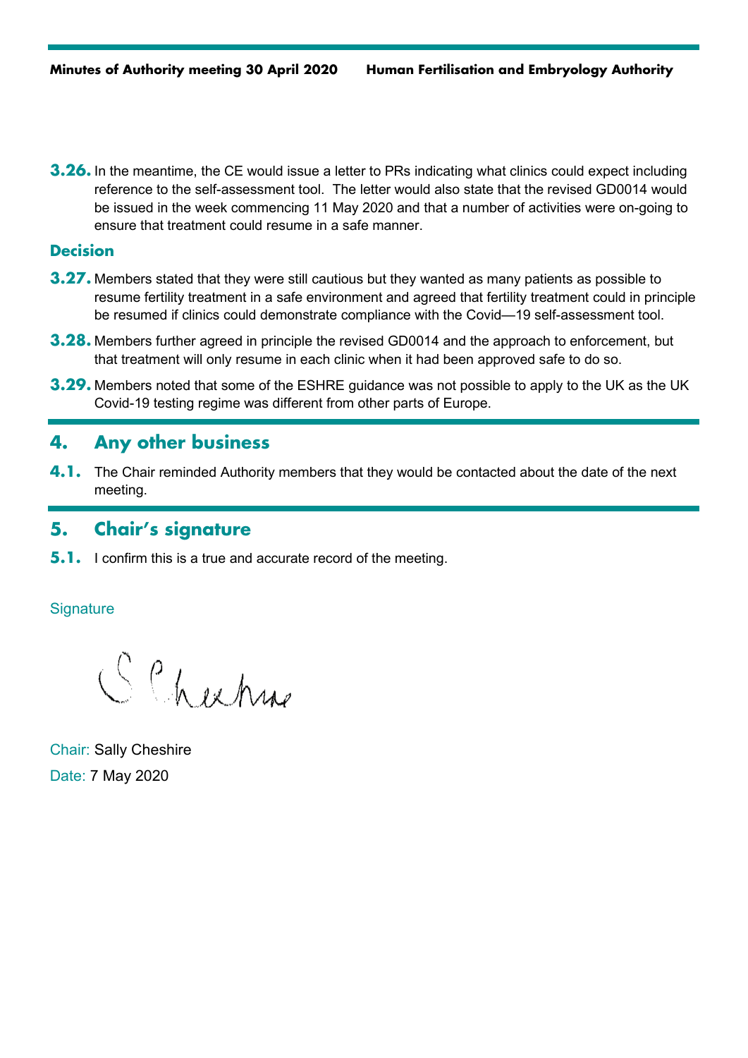**3.26.** In the meantime, the CE would issue a letter to PRs indicating what clinics could expect including reference to the self-assessment tool. The letter would also state that the revised GD0014 would be issued in the week commencing 11 May 2020 and that a number of activities were on-going to ensure that treatment could resume in a safe manner.

### Decision

**3.27.** Members stated that they were still cautious but they wanted as many patients as possible to resume fertility treatment in a safe environment and agreed that fertility treatment could in principle be resumed if clinics could demonstrate compliance with the Covid—19 self-assessment tool.

**3.28.** Members further agreed in principle the revised GD0014 and the approach to enforcement, but that treatment will only resume in each clinic when it had been approved safe to do so.

**3.29.** Members noted that some of the ESHRE guidance was not possible to apply to the UK as the UK Covid-19 testing regime was different from other parts of Europe.

## 4. Any other business

**4.1.** The Chair reminded Authority members that they would be contacted about the date of the next meeting.

## 5. Chair's signature

**5.1.** I confirm this is a true and accurate record of the meeting.

Signature

S Cheshire

Chair: Sally Cheshire

Date: 7 May 2020